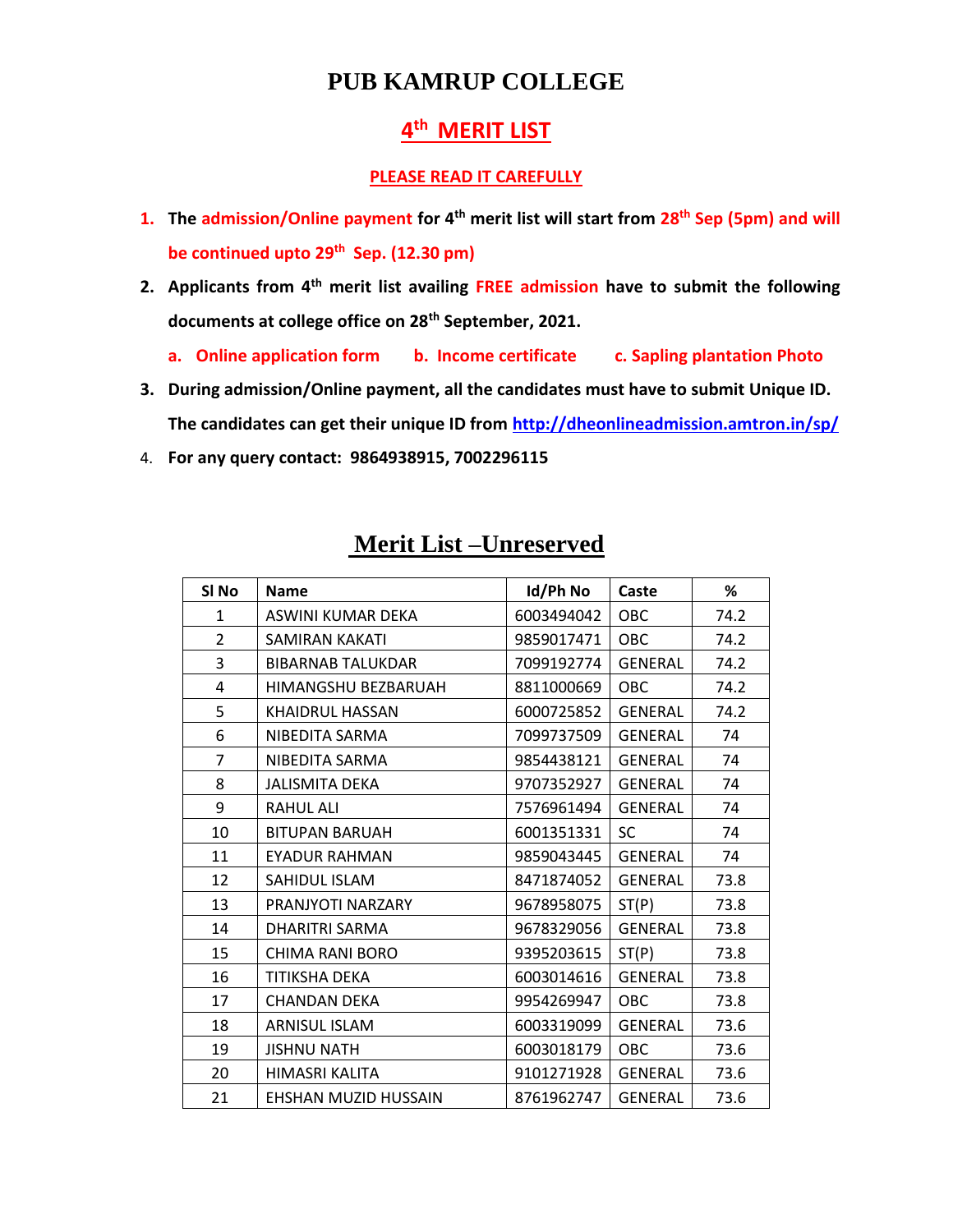# PUB KAMRUP COLLEGE

## 4th MERIT LIST

**PLEASE READ IT CAREFULLY**

1. **The admission/Online payment for 4th merit list will start from 28th Sep (5pm) and will be continued upto 29th Sep. (12.30 pm)**
2. **Applicants from 4th merit list availing FREE admission have to submit the following documents at college office on 28th September, 2021.**

   **a. Online application form b. Income certificate c. Sapling plantation Photo**
3. **During admission/Online payment, all the candidates must have to submit Unique ID. The candidates can get their unique ID from http://dheonlineadmission.amtron.in/sp/**
4. **For any query contact: 9864938915, 7002296115**

## Merit List –Unreserved

| Sl No | Name | Id/Ph No | Caste | % |
|---|---|---|---|---|
| 1 | ASWINI KUMAR DEKA | 6003494042 | OBC | 74.2 |
| 2 | SAMIRAN KAKATI | 9859017471 | OBC | 74.2 |
| 3 | BIBARNAB TALUKDAR | 7099192774 | GENERAL | 74.2 |
| 4 | HIMANGSHU BEZBARUAH | 8811000669 | OBC | 74.2 |
| 5 | KHAIDRUL HASSAN | 6000725852 | GENERAL | 74.2 |
| 6 | NIBEDITA SARMA | 7099737509 | GENERAL | 74 |
| 7 | NIBEDITA SARMA | 9854438121 | GENERAL | 74 |
| 8 | JALISMITA DEKA | 9707352927 | GENERAL | 74 |
| 9 | RAHUL ALI | 7576961494 | GENERAL | 74 |
| 10 | BITUPAN BARUAH | 6001351331 | SC | 74 |
| 11 | EYADUR RAHMAN | 9859043445 | GENERAL | 74 |
| 12 | SAHIDUL ISLAM | 8471874052 | GENERAL | 73.8 |
| 13 | PRANJYOTI NARZARY | 9678958075 | ST(P) | 73.8 |
| 14 | DHARITRI SARMA | 9678329056 | GENERAL | 73.8 |
| 15 | CHIMA RANI BORO | 9395203615 | ST(P) | 73.8 |
| 16 | TITIKSHA DEKA | 6003014616 | GENERAL | 73.8 |
| 17 | CHANDAN DEKA | 9954269947 | OBC | 73.8 |
| 18 | ARNISUL ISLAM | 6003319099 | GENERAL | 73.6 |
| 19 | JISHNU NATH | 6003018179 | OBC | 73.6 |
| 20 | HIMASRI KALITA | 9101271928 | GENERAL | 73.6 |
| 21 | EHSHAN MUZID HUSSAIN | 8761962747 | GENERAL | 73.6 |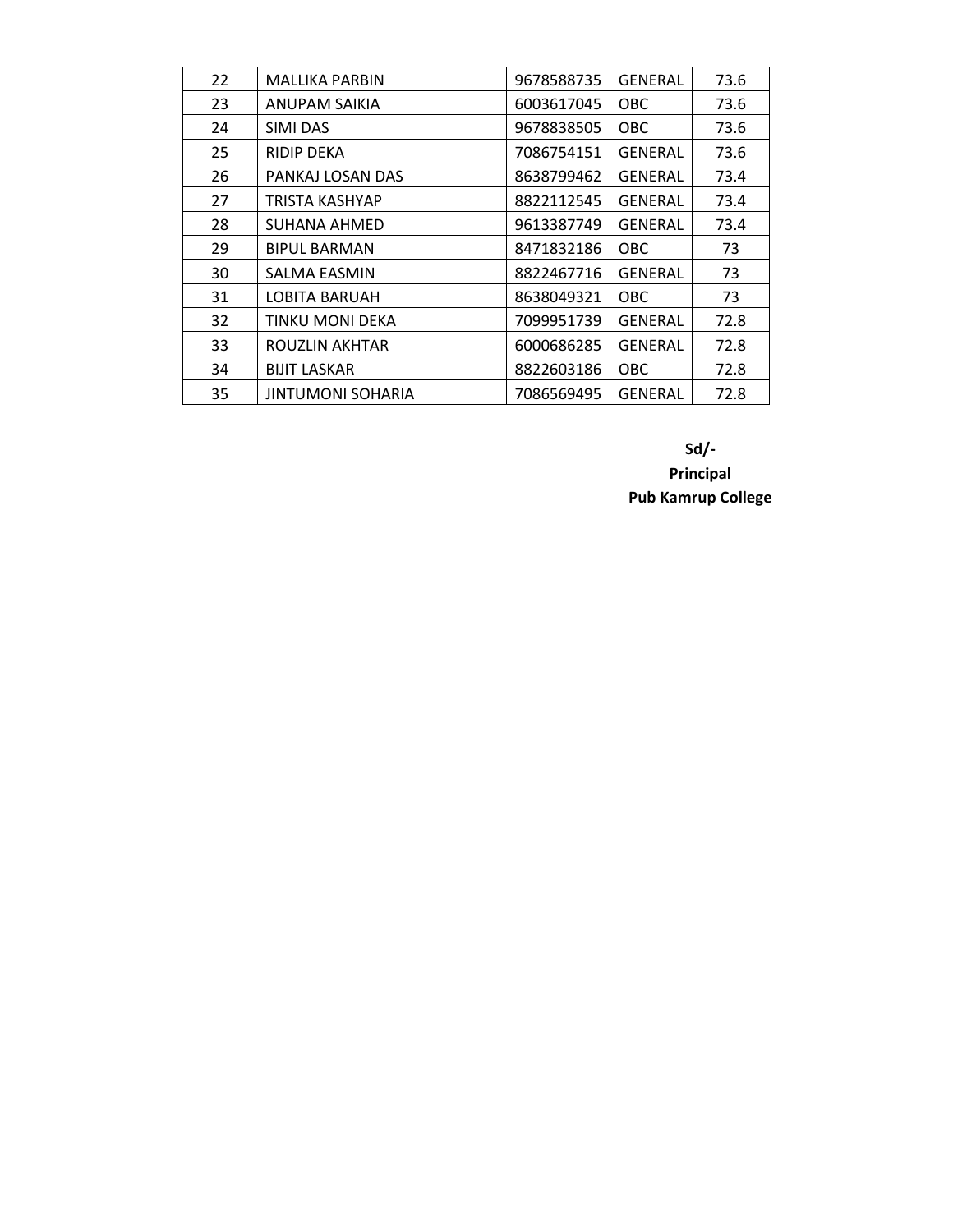| | | | | |
|---|---|---|---|---|
| 22 | MALLIKA PARBIN | 9678588735 | GENERAL | 73.6 |
| 23 | ANUPAM SAIKIA | 6003617045 | OBC | 73.6 |
| 24 | SIMI DAS | 9678838505 | OBC | 73.6 |
| 25 | RIDIP DEKA | 7086754151 | GENERAL | 73.6 |
| 26 | PANKAJ LOSAN DAS | 8638799462 | GENERAL | 73.4 |
| 27 | TRISTA KASHYAP | 8822112545 | GENERAL | 73.4 |
| 28 | SUHANA AHMED | 9613387749 | GENERAL | 73.4 |
| 29 | BIPUL BARMAN | 8471832186 | OBC | 73 |
| 30 | SALMA EASMIN | 8822467716 | GENERAL | 73 |
| 31 | LOBITA BARUAH | 8638049321 | OBC | 73 |
| 32 | TINKU MONI DEKA | 7099951739 | GENERAL | 72.8 |
| 33 | ROUZLIN AKHTAR | 6000686285 | GENERAL | 72.8 |
| 34 | BIJIT LASKAR | 8822603186 | OBC | 72.8 |
| 35 | JINTUMONI SOHARIA | 7086569495 | GENERAL | 72.8 |

**Sd/-**
**Principal**
**Pub Kamrup College**